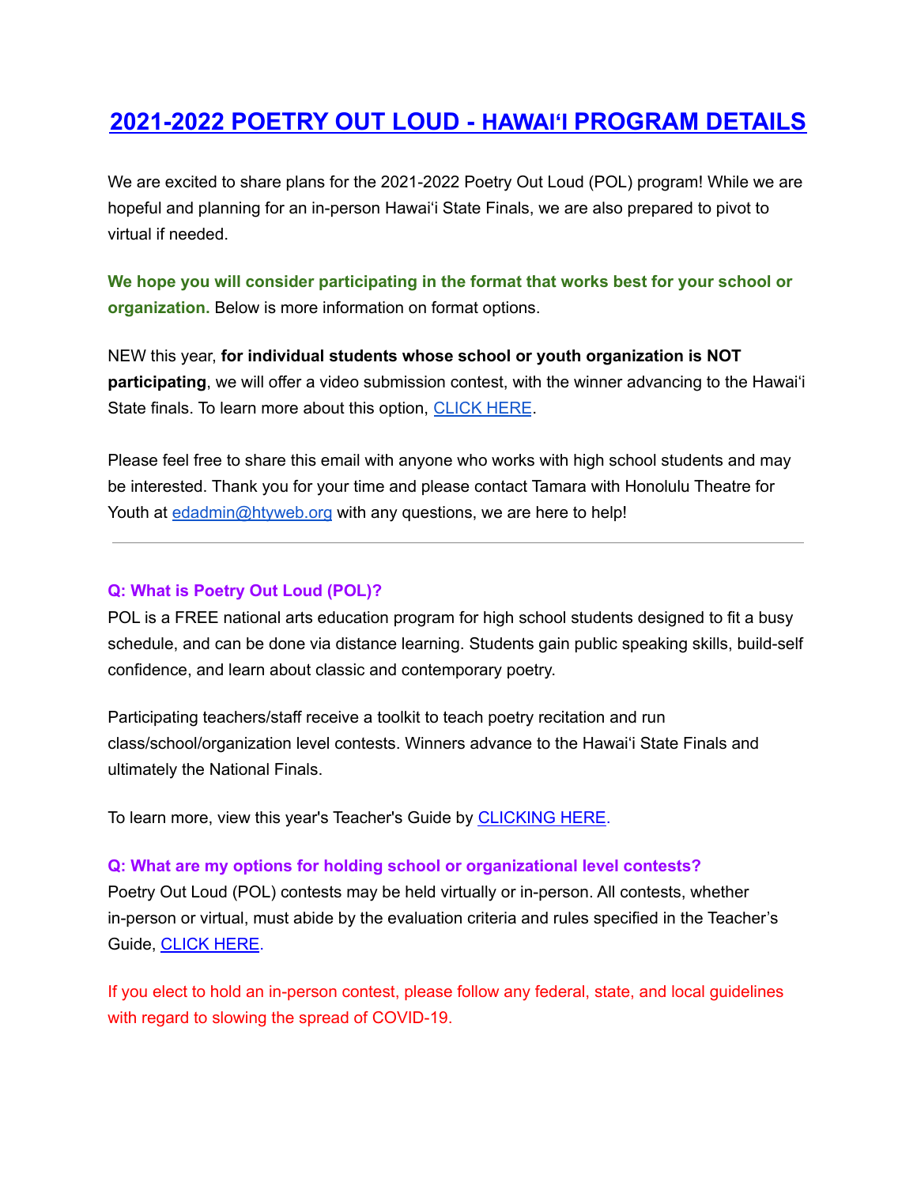# 2021-2022 POETRY OUT LOUD - HAWAIʻI PROGRAM DETAILS

We are excited to share plans for the 2021-2022 Poetry Out Loud (POL) program! While we are hopeful and planning for an in-person Hawaiʻi State Finals, we are also prepared to pivot to virtual if needed.

**We hope you will consider participating in the format that works best for your school or organization.** Below is more information on format options.

NEW this year, **for individual students whose school or youth organization is NOT participating**, we will offer a video submission contest, with the winner advancing to the Hawaiʻi State finals. To learn more about this option, CLICK HERE.

Please feel free to share this email with anyone who works with high school students and may be interested. Thank you for your time and please contact Tamara with Honolulu Theatre for Youth at edadmin@htyweb.org with any questions, we are here to help!

---

**Q: What is Poetry Out Loud (POL)?**

POL is a FREE national arts education program for high school students designed to fit a busy schedule, and can be done via distance learning. Students gain public speaking skills, build-self confidence, and learn about classic and contemporary poetry.

Participating teachers/staff receive a toolkit to teach poetry recitation and run class/school/organization level contests. Winners advance to the Hawaiʻi State Finals and ultimately the National Finals.

To learn more, view this year's Teacher's Guide by CLICKING HERE.

**Q: What are my options for holding school or organizational level contests?**

Poetry Out Loud (POL) contests may be held virtually or in-person. All contests, whether in-person or virtual, must abide by the evaluation criteria and rules specified in the Teacher's Guide, CLICK HERE.

If you elect to hold an in-person contest, please follow any federal, state, and local guidelines with regard to slowing the spread of COVID-19.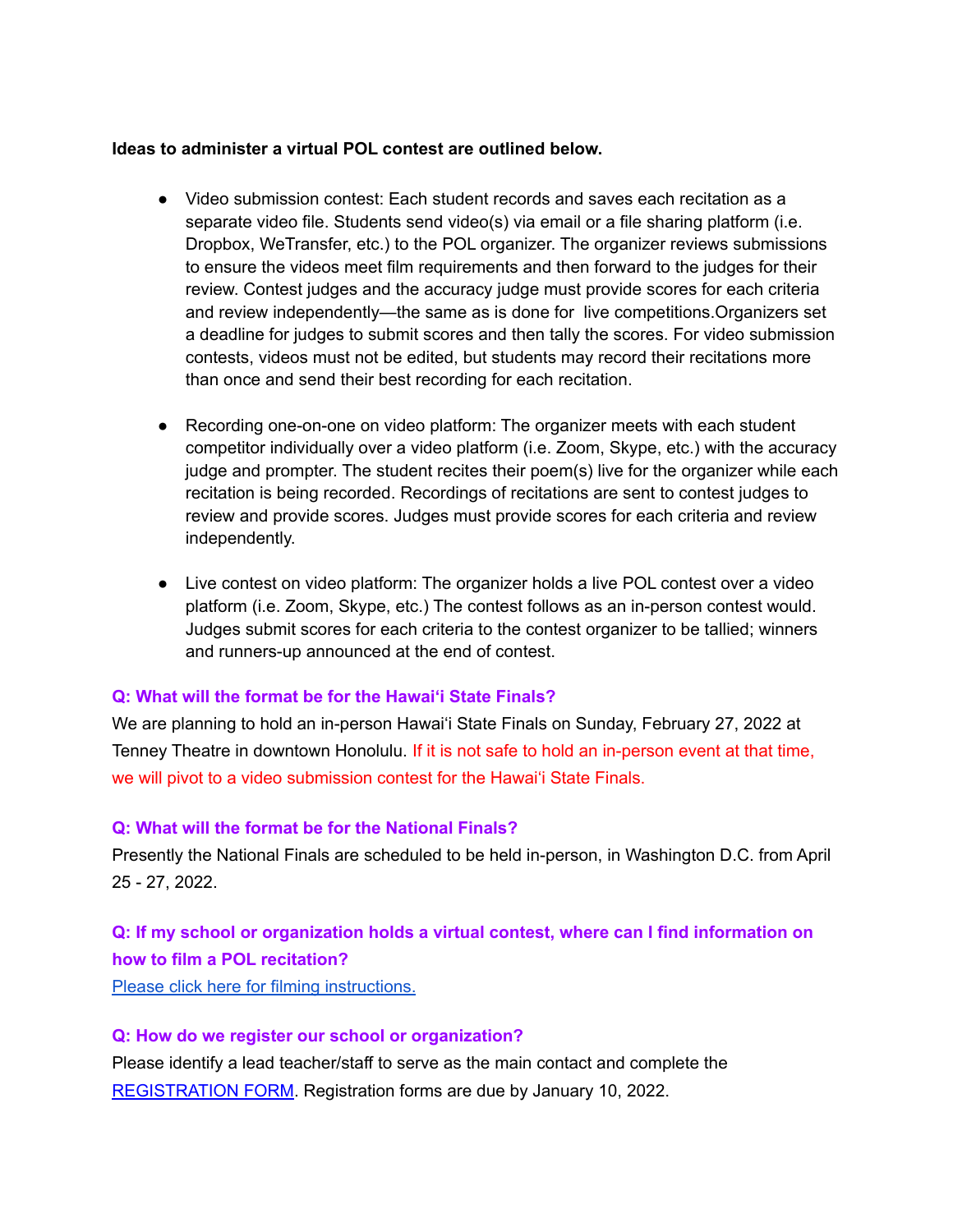**Ideas to administer a virtual POL contest are outlined below.**

- Video submission contest: Each student records and saves each recitation as a separate video file. Students send video(s) via email or a file sharing platform (i.e. Dropbox, WeTransfer, etc.) to the POL organizer. The organizer reviews submissions to ensure the videos meet film requirements and then forward to the judges for their review. Contest judges and the accuracy judge must provide scores for each criteria and review independently—the same as is done for live competitions.Organizers set a deadline for judges to submit scores and then tally the scores. For video submission contests, videos must not be edited, but students may record their recitations more than once and send their best recording for each recitation.

- Recording one-on-one on video platform: The organizer meets with each student competitor individually over a video platform (i.e. Zoom, Skype, etc.) with the accuracy judge and prompter. The student recites their poem(s) live for the organizer while each recitation is being recorded. Recordings of recitations are sent to contest judges to review and provide scores. Judges must provide scores for each criteria and review independently.

- Live contest on video platform: The organizer holds a live POL contest over a video platform (i.e. Zoom, Skype, etc.) The contest follows as an in-person contest would. Judges submit scores for each criteria to the contest organizer to be tallied; winners and runners-up announced at the end of contest.

**Q: What will the format be for the Hawaiʻi State Finals?**

We are planning to hold an in-person Hawaiʻi State Finals on Sunday, February 27, 2022 at Tenney Theatre in downtown Honolulu. If it is not safe to hold an in-person event at that time, we will pivot to a video submission contest for the Hawaiʻi State Finals.

**Q: What will the format be for the National Finals?**

Presently the National Finals are scheduled to be held in-person, in Washington D.C. from April 25 - 27, 2022.

**Q: If my school or organization holds a virtual contest, where can I find information on how to film a POL recitation?**

Please click here for filming instructions.

**Q: How do we register our school or organization?**

Please identify a lead teacher/staff to serve as the main contact and complete the REGISTRATION FORM. Registration forms are due by January 10, 2022.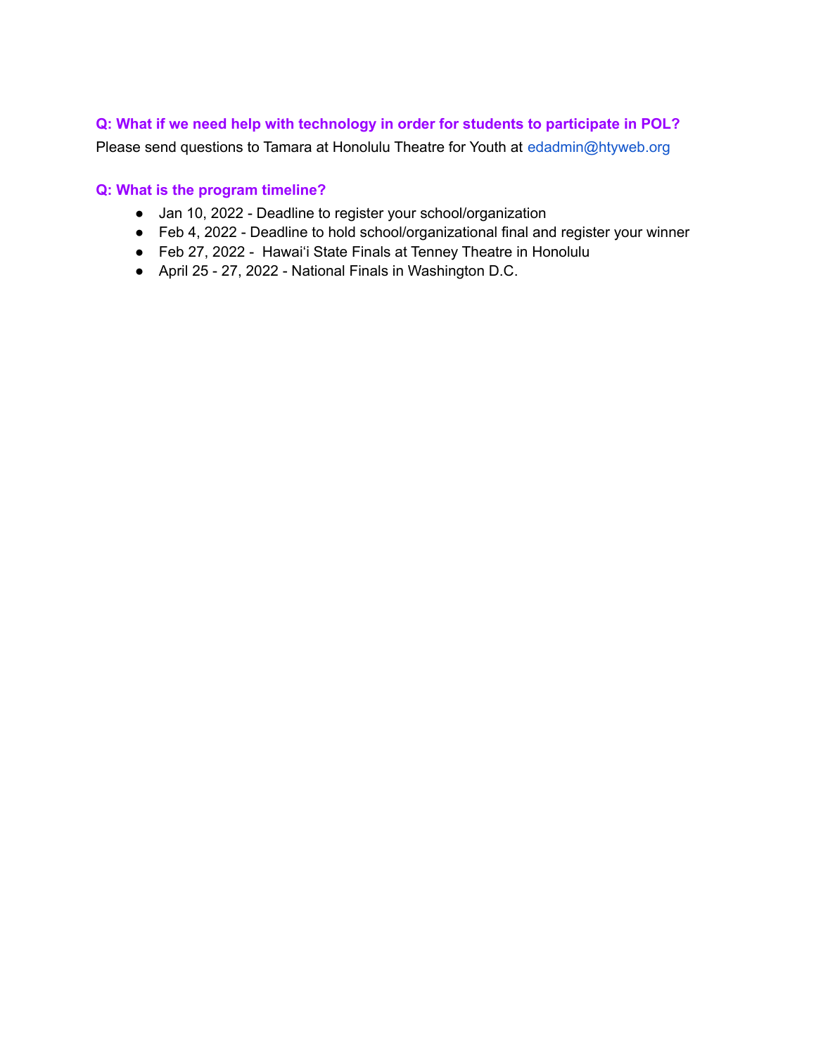**Q: What if we need help with technology in order for students to participate in POL?**

Please send questions to Tamara at Honolulu Theatre for Youth at edadmin@htyweb.org

**Q: What is the program timeline?**

- Jan 10, 2022 - Deadline to register your school/organization
- Feb 4, 2022 - Deadline to hold school/organizational final and register your winner
- Feb 27, 2022 - Hawaiʻi State Finals at Tenney Theatre in Honolulu
- April 25 - 27, 2022 - National Finals in Washington D.C.